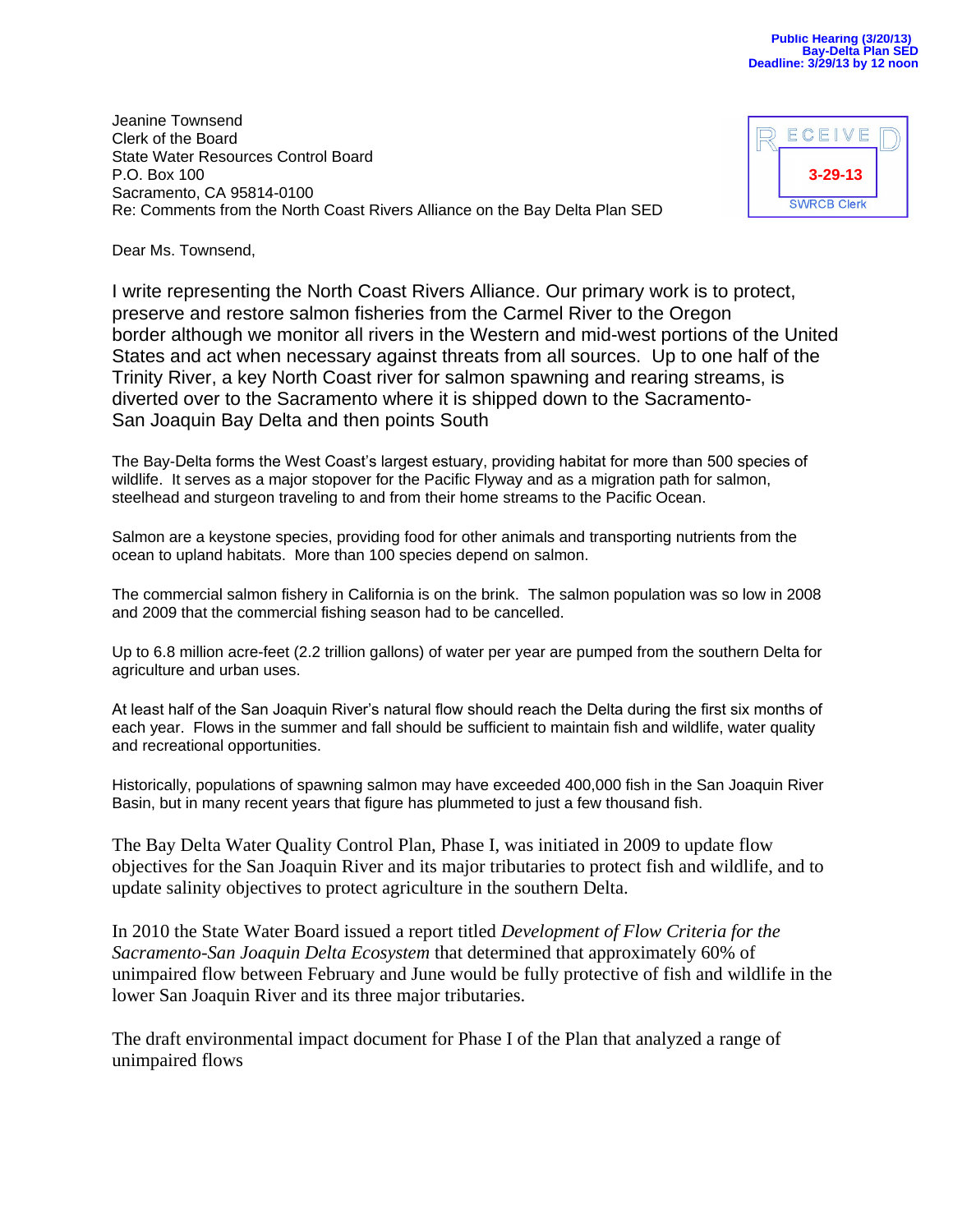Public Hearing (3/20/13)
Bay-Delta Plan SED
Deadline: 3/29/13 by 12 noon

RECEIVED
3-29-13
SWRCB Clerk

Jeanine Townsend
Clerk of the Board
State Water Resources Control Board
P.O. Box 100
Sacramento, CA 95814-0100
Re: Comments from the North Coast Rivers Alliance on the Bay Delta Plan SED

Dear Ms. Townsend,

I write representing the North Coast Rivers Alliance. Our primary work is to protect, preserve and restore salmon fisheries from the Carmel River to the Oregon border although we monitor all rivers in the Western and mid-west portions of the United States and act when necessary against threats from all sources. Up to one half of the Trinity River, a key North Coast river for salmon spawning and rearing streams, is diverted over to the Sacramento where it is shipped down to the Sacramento-San Joaquin Bay Delta and then points South

The Bay-Delta forms the West Coast's largest estuary, providing habitat for more than 500 species of wildlife. It serves as a major stopover for the Pacific Flyway and as a migration path for salmon, steelhead and sturgeon traveling to and from their home streams to the Pacific Ocean.

Salmon are a keystone species, providing food for other animals and transporting nutrients from the ocean to upland habitats. More than 100 species depend on salmon.

The commercial salmon fishery in California is on the brink. The salmon population was so low in 2008 and 2009 that the commercial fishing season had to be cancelled.

Up to 6.8 million acre-feet (2.2 trillion gallons) of water per year are pumped from the southern Delta for agriculture and urban uses.

At least half of the San Joaquin River's natural flow should reach the Delta during the first six months of each year. Flows in the summer and fall should be sufficient to maintain fish and wildlife, water quality and recreational opportunities.

Historically, populations of spawning salmon may have exceeded 400,000 fish in the San Joaquin River Basin, but in many recent years that figure has plummeted to just a few thousand fish.

The Bay Delta Water Quality Control Plan, Phase I, was initiated in 2009 to update flow objectives for the San Joaquin River and its major tributaries to protect fish and wildlife, and to update salinity objectives to protect agriculture in the southern Delta.

In 2010 the State Water Board issued a report titled *Development of Flow Criteria for the Sacramento-San Joaquin Delta Ecosystem* that determined that approximately 60% of unimpaired flow between February and June would be fully protective of fish and wildlife in the lower San Joaquin River and its three major tributaries.

The draft environmental impact document for Phase I of the Plan that analyzed a range of unimpaired flows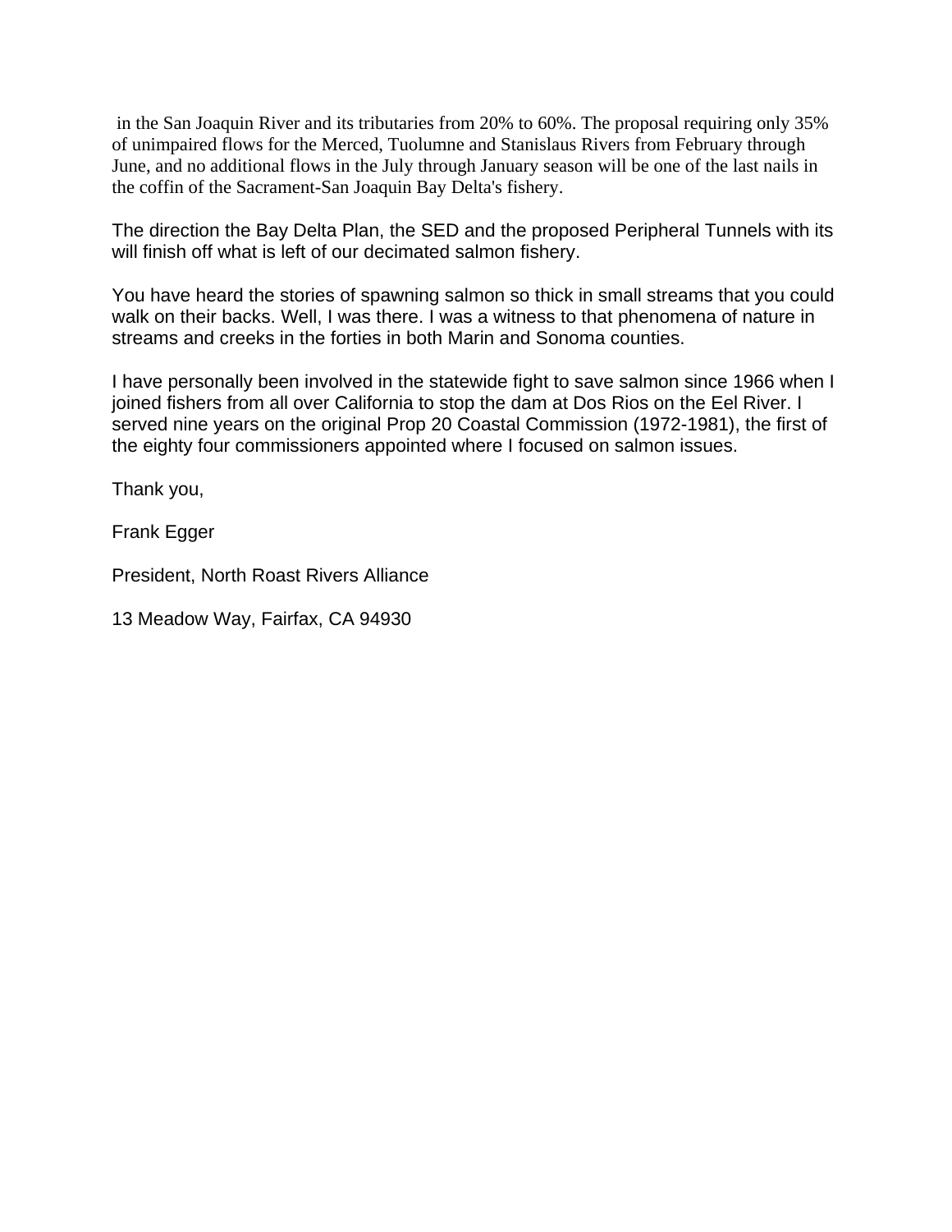in the San Joaquin River and its tributaries from 20% to 60%. The proposal requiring only 35% of unimpaired flows for the Merced, Tuolumne and Stanislaus Rivers from February through June, and no additional flows in the July through January season will be one of the last nails in the coffin of the Sacrament-San Joaquin Bay Delta's fishery.

The direction the Bay Delta Plan, the SED and the proposed Peripheral Tunnels with its will finish off what is left of our decimated salmon fishery.

You have heard the stories of spawning salmon so thick in small streams that you could walk on their backs. Well, I was there. I was a witness to that phenomena of nature in streams and creeks in the forties in both Marin and Sonoma counties.

I have personally been involved in the statewide fight to save salmon since 1966 when I joined fishers from all over California to stop the dam at Dos Rios on the Eel River. I served nine years on the original Prop 20 Coastal Commission (1972-1981), the first of the eighty four commissioners appointed where I focused on salmon issues.

Thank you,

Frank Egger

President, North Roast Rivers Alliance

13 Meadow Way, Fairfax, CA 94930